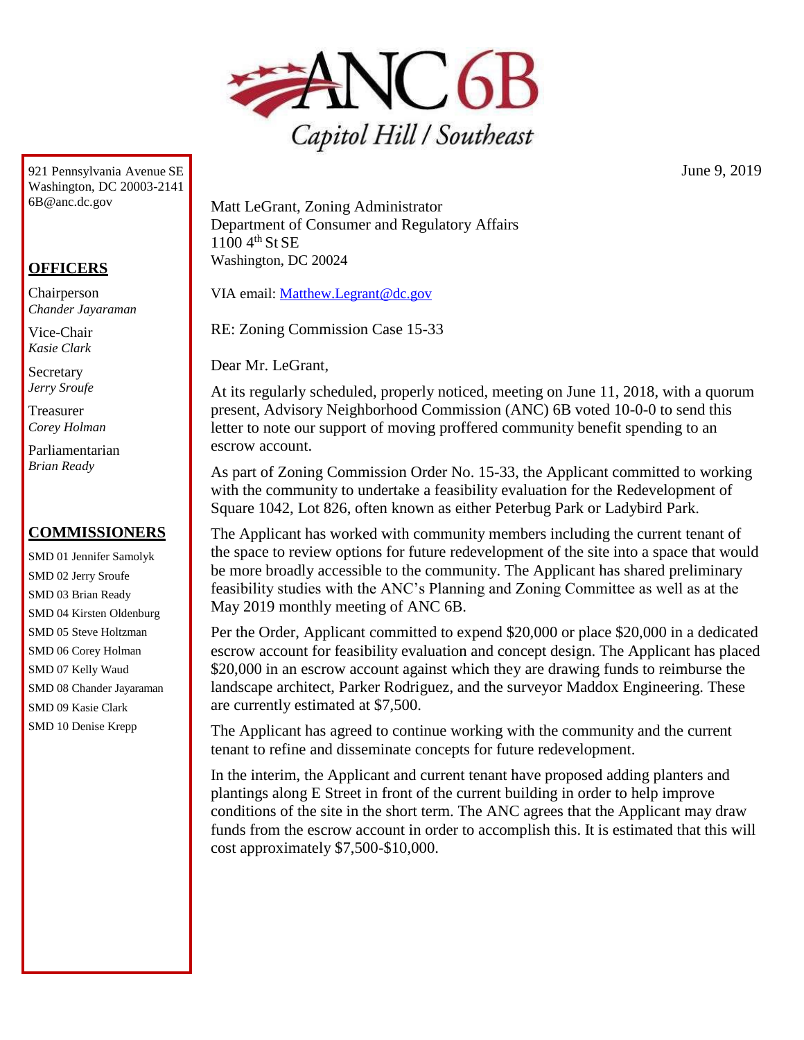# ANC 6B

*Capitol Hill / Southeast*

921 Pennsylvania Avenue SE
Washington, DC 20003-2141
6B@anc.dc.gov

**OFFICERS**

Chairperson
*Chander Jayaraman*

Vice-Chair
*Kasie Clark*

Secretary
*Jerry Sroufe*

Treasurer
*Corey Holman*

Parliamentarian
*Brian Ready*

**COMMISSIONERS**

SMD 01 Jennifer Samolyk
SMD 02 Jerry Sroufe
SMD 03 Brian Ready
SMD 04 Kirsten Oldenburg
SMD 05 Steve Holtzman
SMD 06 Corey Holman
SMD 07 Kelly Waud
SMD 08 Chander Jayaraman
SMD 09 Kasie Clark
SMD 10 Denise Krepp

June 9, 2019

Matt LeGrant, Zoning Administrator
Department of Consumer and Regulatory Affairs
1100 4th St SE
Washington, DC 20024

VIA email: Matthew.Legrant@dc.gov

RE: Zoning Commission Case 15-33

Dear Mr. LeGrant,

At its regularly scheduled, properly noticed, meeting on June 11, 2018, with a quorum present, Advisory Neighborhood Commission (ANC) 6B voted 10-0-0 to send this letter to note our support of moving proffered community benefit spending to an escrow account.

As part of Zoning Commission Order No. 15-33, the Applicant committed to working with the community to undertake a feasibility evaluation for the Redevelopment of Square 1042, Lot 826, often known as either Peterbug Park or Ladybird Park.

The Applicant has worked with community members including the current tenant of the space to review options for future redevelopment of the site into a space that would be more broadly accessible to the community. The Applicant has shared preliminary feasibility studies with the ANC's Planning and Zoning Committee as well as at the May 2019 monthly meeting of ANC 6B.

Per the Order, Applicant committed to expend $20,000 or place $20,000 in a dedicated escrow account for feasibility evaluation and concept design. The Applicant has placed $20,000 in an escrow account against which they are drawing funds to reimburse the landscape architect, Parker Rodriguez, and the surveyor Maddox Engineering. These are currently estimated at $7,500.

The Applicant has agreed to continue working with the community and the current tenant to refine and disseminate concepts for future redevelopment.

In the interim, the Applicant and current tenant have proposed adding planters and plantings along E Street in front of the current building in order to help improve conditions of the site in the short term. The ANC agrees that the Applicant may draw funds from the escrow account in order to accomplish this. It is estimated that this will cost approximately $7,500-$10,000.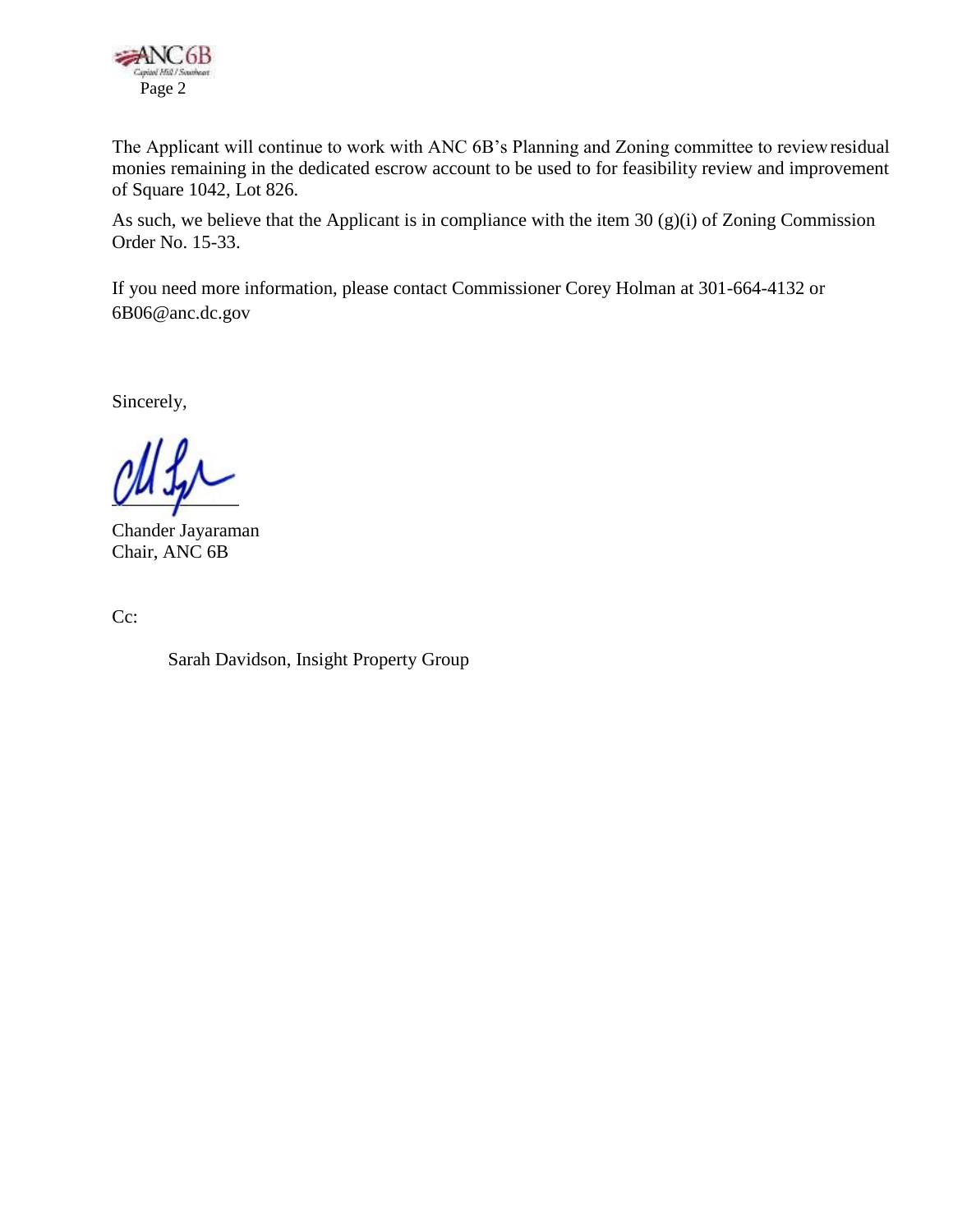The Applicant will continue to work with ANC 6B's Planning and Zoning committee to review residual monies remaining in the dedicated escrow account to be used to for feasibility review and improvement of Square 1042, Lot 826.

As such, we believe that the Applicant is in compliance with the item 30 (g)(i) of Zoning Commission Order No. 15-33.

If you need more information, please contact Commissioner Corey Holman at 301-664-4132 or 6B06@anc.dc.gov

Sincerely,

Chander Jayaraman
Chair, ANC 6B

Cc:

Sarah Davidson, Insight Property Group